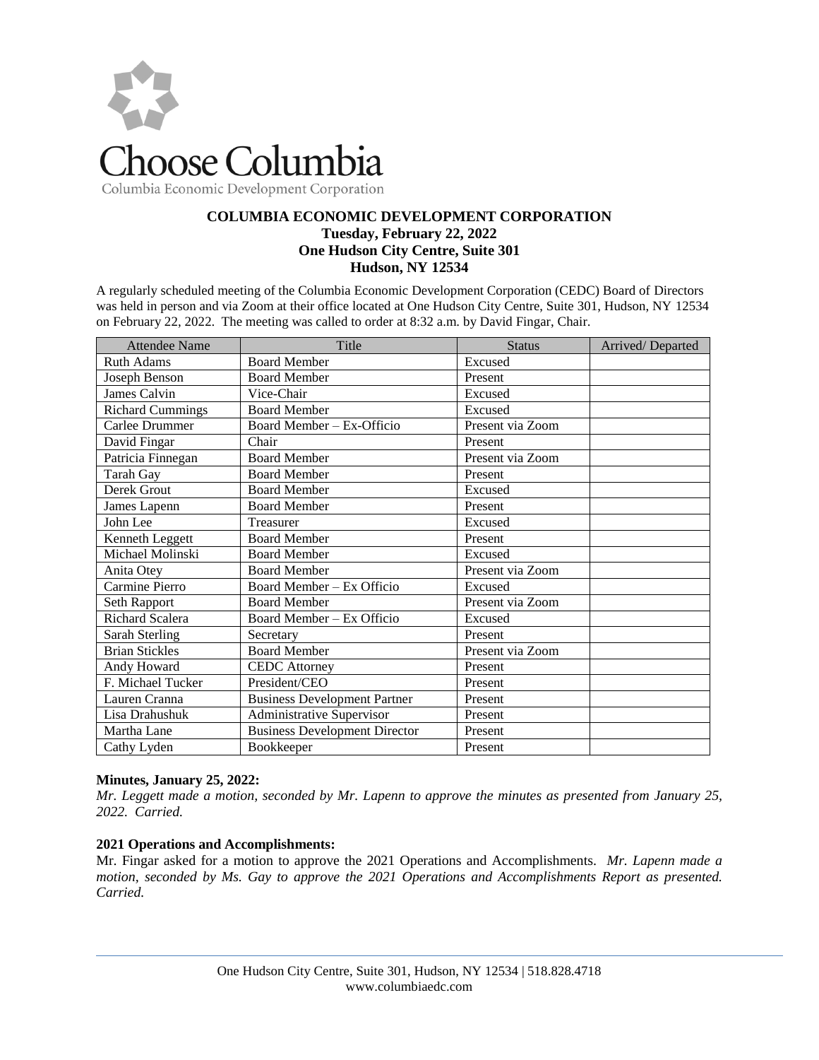Choose Columbia

Columbia Economic Development Corporation

**COLUMBIA ECONOMIC DEVELOPMENT CORPORATION**
**Tuesday, February 22, 2022**
**One Hudson City Centre, Suite 301**
**Hudson, NY 12534**

A regularly scheduled meeting of the Columbia Economic Development Corporation (CEDC) Board of Directors was held in person and via Zoom at their office located at One Hudson City Centre, Suite 301, Hudson, NY 12534 on February 22, 2022. The meeting was called to order at 8:32 a.m. by David Fingar, Chair.

| Attendee Name | Title | Status | Arrived/ Departed |
|---|---|---|---|
| Ruth Adams | Board Member | Excused | |
| Joseph Benson | Board Member | Present | |
| James Calvin | Vice-Chair | Excused | |
| Richard Cummings | Board Member | Excused | |
| Carlee Drummer | Board Member – Ex-Officio | Present via Zoom | |
| David Fingar | Chair | Present | |
| Patricia Finnegan | Board Member | Present via Zoom | |
| Tarah Gay | Board Member | Present | |
| Derek Grout | Board Member | Excused | |
| James Lapenn | Board Member | Present | |
| John Lee | Treasurer | Excused | |
| Kenneth Leggett | Board Member | Present | |
| Michael Molinski | Board Member | Excused | |
| Anita Otey | Board Member | Present via Zoom | |
| Carmine Pierro | Board Member – Ex Officio | Excused | |
| Seth Rapport | Board Member | Present via Zoom | |
| Richard Scalera | Board Member – Ex Officio | Excused | |
| Sarah Sterling | Secretary | Present | |
| Brian Stickles | Board Member | Present via Zoom | |
| Andy Howard | CEDC Attorney | Present | |
| F. Michael Tucker | President/CEO | Present | |
| Lauren Cranna | Business Development Partner | Present | |
| Lisa Drahushuk | Administrative Supervisor | Present | |
| Martha Lane | Business Development Director | Present | |
| Cathy Lyden | Bookkeeper | Present | |

**Minutes, January 25, 2022:**

*Mr. Leggett made a motion, seconded by Mr. Lapenn to approve the minutes as presented from January 25, 2022. Carried.*

**2021 Operations and Accomplishments:**

Mr. Fingar asked for a motion to approve the 2021 Operations and Accomplishments. *Mr. Lapenn made a motion, seconded by Ms. Gay to approve the 2021 Operations and Accomplishments Report as presented. Carried.*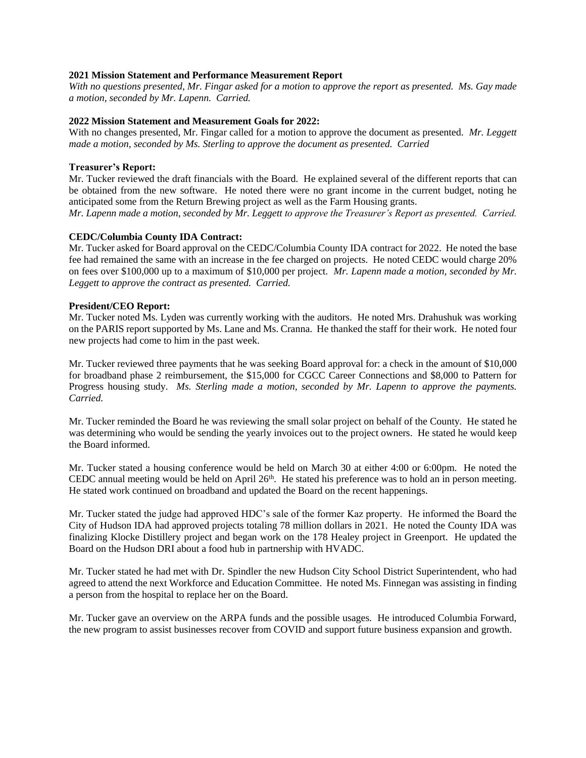**2021 Mission Statement and Performance Measurement Report**

*With no questions presented, Mr. Fingar asked for a motion to approve the report as presented. Ms. Gay made a motion, seconded by Mr. Lapenn. Carried.*

**2022 Mission Statement and Measurement Goals for 2022:**

With no changes presented, Mr. Fingar called for a motion to approve the document as presented. *Mr. Leggett made a motion, seconded by Ms. Sterling to approve the document as presented. Carried*

**Treasurer's Report:**

Mr. Tucker reviewed the draft financials with the Board. He explained several of the different reports that can be obtained from the new software. He noted there were no grant income in the current budget, noting he anticipated some from the Return Brewing project as well as the Farm Housing grants.

*Mr. Lapenn made a motion, seconded by Mr. Leggett to approve the Treasurer's Report as presented. Carried.*

**CEDC/Columbia County IDA Contract:**

Mr. Tucker asked for Board approval on the CEDC/Columbia County IDA contract for 2022. He noted the base fee had remained the same with an increase in the fee charged on projects. He noted CEDC would charge 20% on fees over $100,000 up to a maximum of $10,000 per project. *Mr. Lapenn made a motion, seconded by Mr. Leggett to approve the contract as presented. Carried.*

**President/CEO Report:**

Mr. Tucker noted Ms. Lyden was currently working with the auditors. He noted Mrs. Drahushuk was working on the PARIS report supported by Ms. Lane and Ms. Cranna. He thanked the staff for their work. He noted four new projects had come to him in the past week.

Mr. Tucker reviewed three payments that he was seeking Board approval for: a check in the amount of $10,000 for broadband phase 2 reimbursement, the $15,000 for CGCC Career Connections and $8,000 to Pattern for Progress housing study. *Ms. Sterling made a motion, seconded by Mr. Lapenn to approve the payments. Carried.*

Mr. Tucker reminded the Board he was reviewing the small solar project on behalf of the County. He stated he was determining who would be sending the yearly invoices out to the project owners. He stated he would keep the Board informed.

Mr. Tucker stated a housing conference would be held on March 30 at either 4:00 or 6:00pm. He noted the CEDC annual meeting would be held on April 26th. He stated his preference was to hold an in person meeting. He stated work continued on broadband and updated the Board on the recent happenings.

Mr. Tucker stated the judge had approved HDC's sale of the former Kaz property. He informed the Board the City of Hudson IDA had approved projects totaling 78 million dollars in 2021. He noted the County IDA was finalizing Klocke Distillery project and began work on the 178 Healey project in Greenport. He updated the Board on the Hudson DRI about a food hub in partnership with HVADC.

Mr. Tucker stated he had met with Dr. Spindler the new Hudson City School District Superintendent, who had agreed to attend the next Workforce and Education Committee. He noted Ms. Finnegan was assisting in finding a person from the hospital to replace her on the Board.

Mr. Tucker gave an overview on the ARPA funds and the possible usages. He introduced Columbia Forward, the new program to assist businesses recover from COVID and support future business expansion and growth.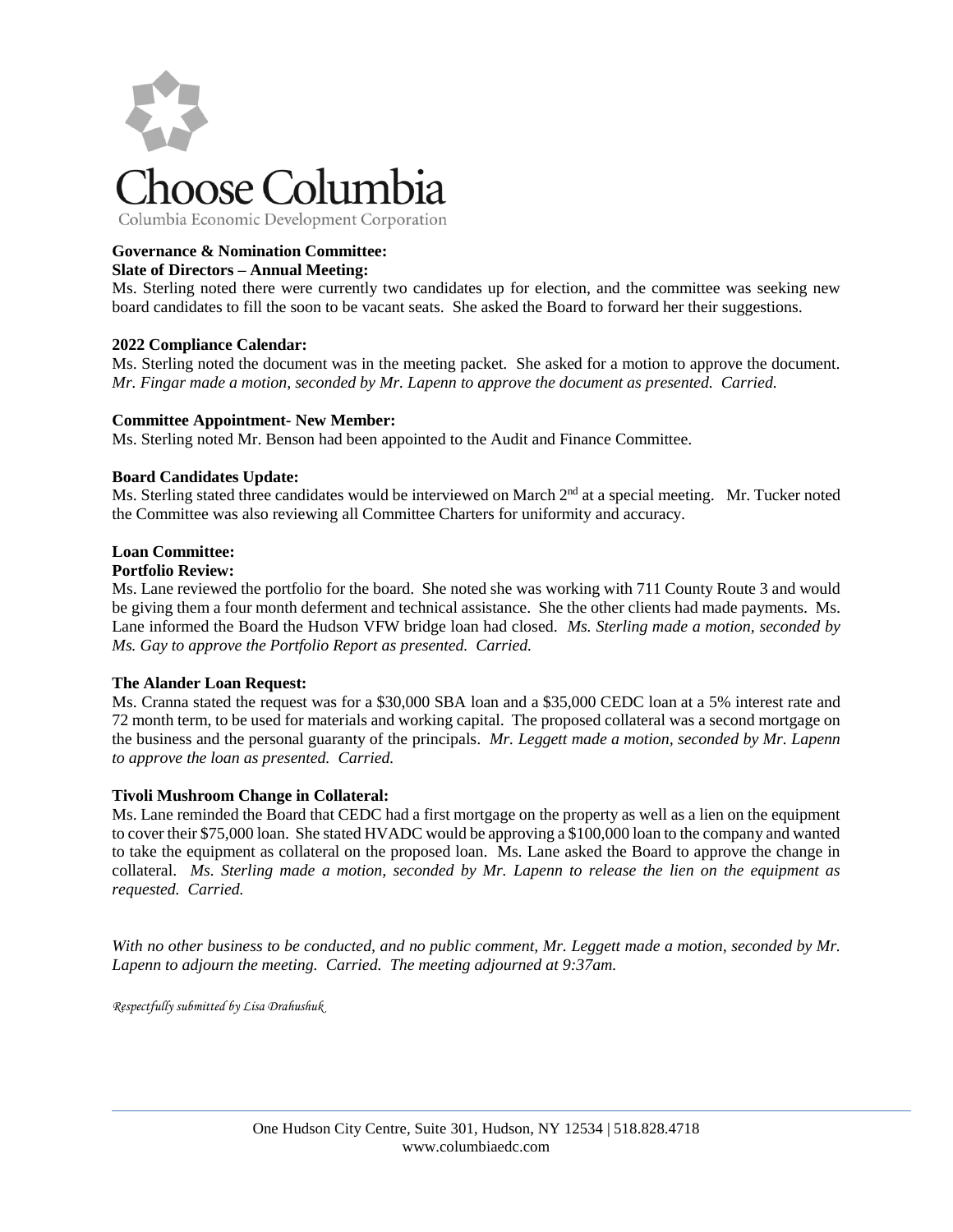**Governance & Nomination Committee:**

**Slate of Directors – Annual Meeting:**

Ms. Sterling noted there were currently two candidates up for election, and the committee was seeking new board candidates to fill the soon to be vacant seats. She asked the Board to forward her their suggestions.

**2022 Compliance Calendar:**

Ms. Sterling noted the document was in the meeting packet. She asked for a motion to approve the document. *Mr. Fingar made a motion, seconded by Mr. Lapenn to approve the document as presented. Carried.*

**Committee Appointment- New Member:**

Ms. Sterling noted Mr. Benson had been appointed to the Audit and Finance Committee.

**Board Candidates Update:**

Ms. Sterling stated three candidates would be interviewed on March 2nd at a special meeting. Mr. Tucker noted the Committee was also reviewing all Committee Charters for uniformity and accuracy.

**Loan Committee:**

**Portfolio Review:**

Ms. Lane reviewed the portfolio for the board. She noted she was working with 711 County Route 3 and would be giving them a four month deferment and technical assistance. She the other clients had made payments. Ms. Lane informed the Board the Hudson VFW bridge loan had closed. *Ms. Sterling made a motion, seconded by Ms. Gay to approve the Portfolio Report as presented. Carried.*

**The Alander Loan Request:**

Ms. Cranna stated the request was for a $30,000 SBA loan and a $35,000 CEDC loan at a 5% interest rate and 72 month term, to be used for materials and working capital. The proposed collateral was a second mortgage on the business and the personal guaranty of the principals. *Mr. Leggett made a motion, seconded by Mr. Lapenn to approve the loan as presented. Carried.*

**Tivoli Mushroom Change in Collateral:**

Ms. Lane reminded the Board that CEDC had a first mortgage on the property as well as a lien on the equipment to cover their $75,000 loan. She stated HVADC would be approving a $100,000 loan to the company and wanted to take the equipment as collateral on the proposed loan. Ms. Lane asked the Board to approve the change in collateral. *Ms. Sterling made a motion, seconded by Mr. Lapenn to release the lien on the equipment as requested. Carried.*

*With no other business to be conducted, and no public comment, Mr. Leggett made a motion, seconded by Mr. Lapenn to adjourn the meeting. Carried. The meeting adjourned at 9:37am.*

*Respectfully submitted by Lisa Drahushuk*